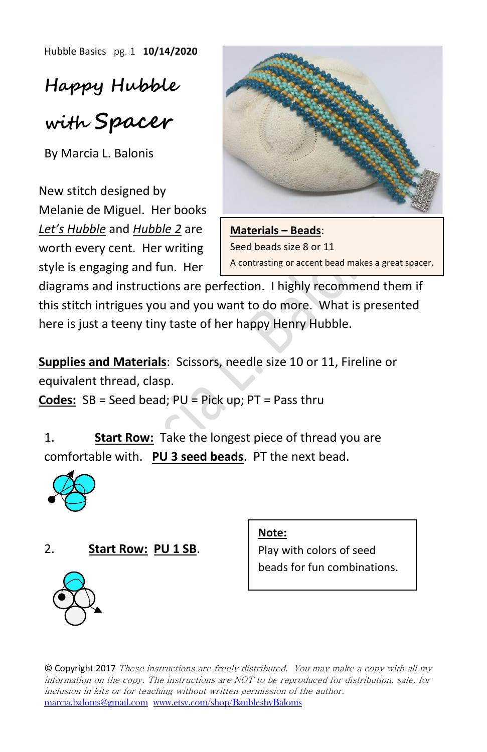Hubble Basics pg. 1 **10/14/2020**

# Happy Hubble with Spacer

By Marcia L. Balonis

New stitch designed by Melanie de Miguel. Her books _Let's Hubble_ and _Hubble 2_ are worth every cent. Her writing style is engaging and fun. Her diagrams and instructions are perfection. I highly recommend them if this stitch intrigues you and you want to do more. What is presented here is just a teeny tiny taste of her happy Henry Hubble.

**Materials – Beads**:
Seed beads size 8 or 11
A contrasting or accent bead makes a great spacer.

**Supplies and Materials**: Scissors, needle size 10 or 11, Fireline or equivalent thread, clasp.

**Codes:** SB = Seed bead; PU = Pick up; PT = Pass thru

1. **Start Row:** Take the longest piece of thread you are comfortable with. **PU 3 seed beads**. PT the next bead.

2. **Start Row:** **PU 1 SB**.

**Note:**
Play with colors of seed beads for fun combinations.

© Copyright 2017 *These instructions are freely distributed. You may make a copy with all my information on the copy. The instructions are NOT to be reproduced for distribution, sale, for inclusion in kits or for teaching without written permission of the author.*
marcia.balonis@gmail.com www.etsy.com/shop/BaublesbyBalonis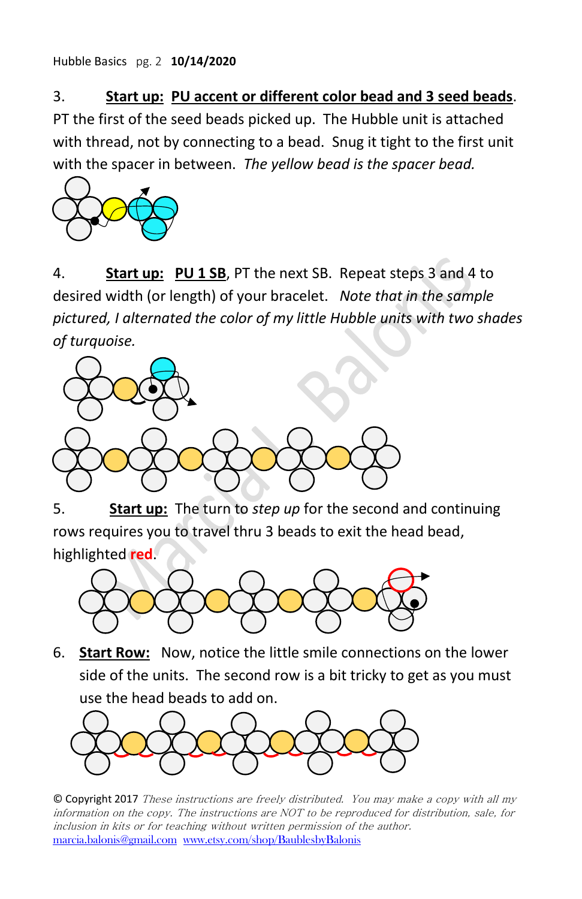3. **Start up:** **PU accent or different color bead and 3 seed beads**. PT the first of the seed beads picked up. The Hubble unit is attached with thread, not by connecting to a bead. Snug it tight to the first unit with the spacer in between. *The yellow bead is the spacer bead.*

4. **Start up:** **PU 1 SB**, PT the next SB. Repeat steps 3 and 4 to desired width (or length) of your bracelet. *Note that in the sample pictured, I alternated the color of my little Hubble units with two shades of turquoise.*

5. **Start up:** The turn to *step up* for the second and continuing rows requires you to travel thru 3 beads to exit the head bead, highlighted **red**.

6. **Start Row:** Now, notice the little smile connections on the lower side of the units. The second row is a bit tricky to get as you must use the head beads to add on.

© Copyright 2017 *These instructions are freely distributed. You may make a copy with all my information on the copy. The instructions are NOT to be reproduced for distribution, sale, for inclusion in kits or for teaching without written permission of the author.*
marcia.balonis@gmail.com www.etsy.com/shop/BaublesbyBalonis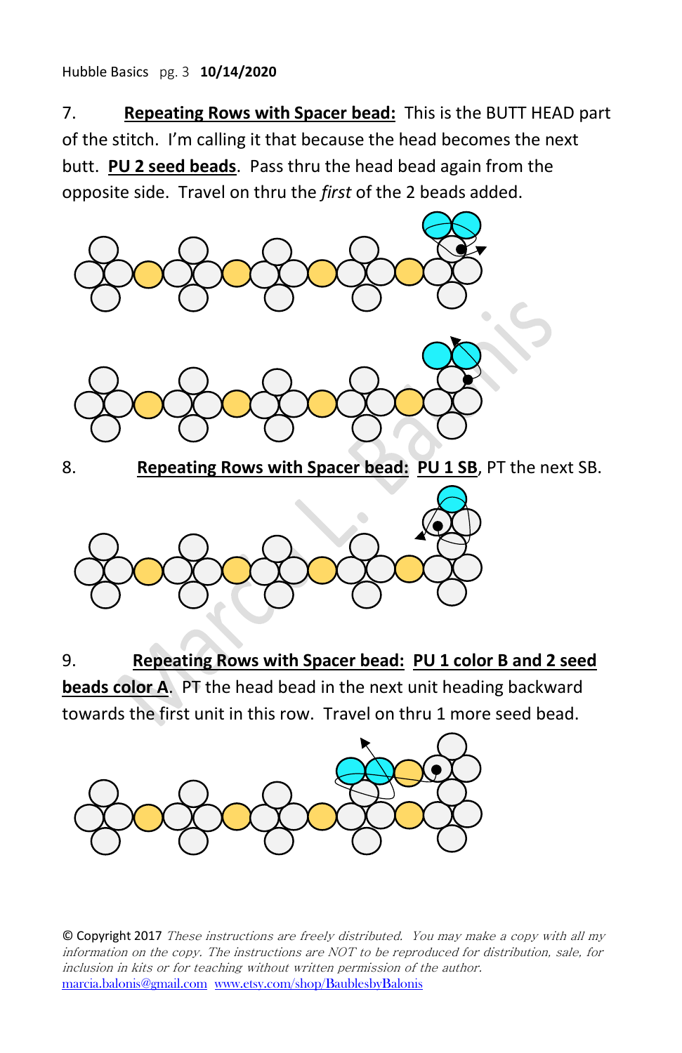7. **Repeating Rows with Spacer bead:** This is the BUTT HEAD part of the stitch. I'm calling it that because the head becomes the next butt. **PU 2 seed beads**. Pass thru the head bead again from the opposite side. Travel on thru the *first* of the 2 beads added.

8. **Repeating Rows with Spacer bead:** **PU 1 SB**, PT the next SB.

9. **Repeating Rows with Spacer bead:** **PU 1 color B and 2 seed beads color A**. PT the head bead in the next unit heading backward towards the first unit in this row. Travel on thru 1 more seed bead.

© Copyright 2017 *These instructions are freely distributed. You may make a copy with all my information on the copy. The instructions are NOT to be reproduced for distribution, sale, for inclusion in kits or for teaching without written permission of the author.*
marcia.balonis@gmail.com www.etsy.com/shop/BaublesbyBalonis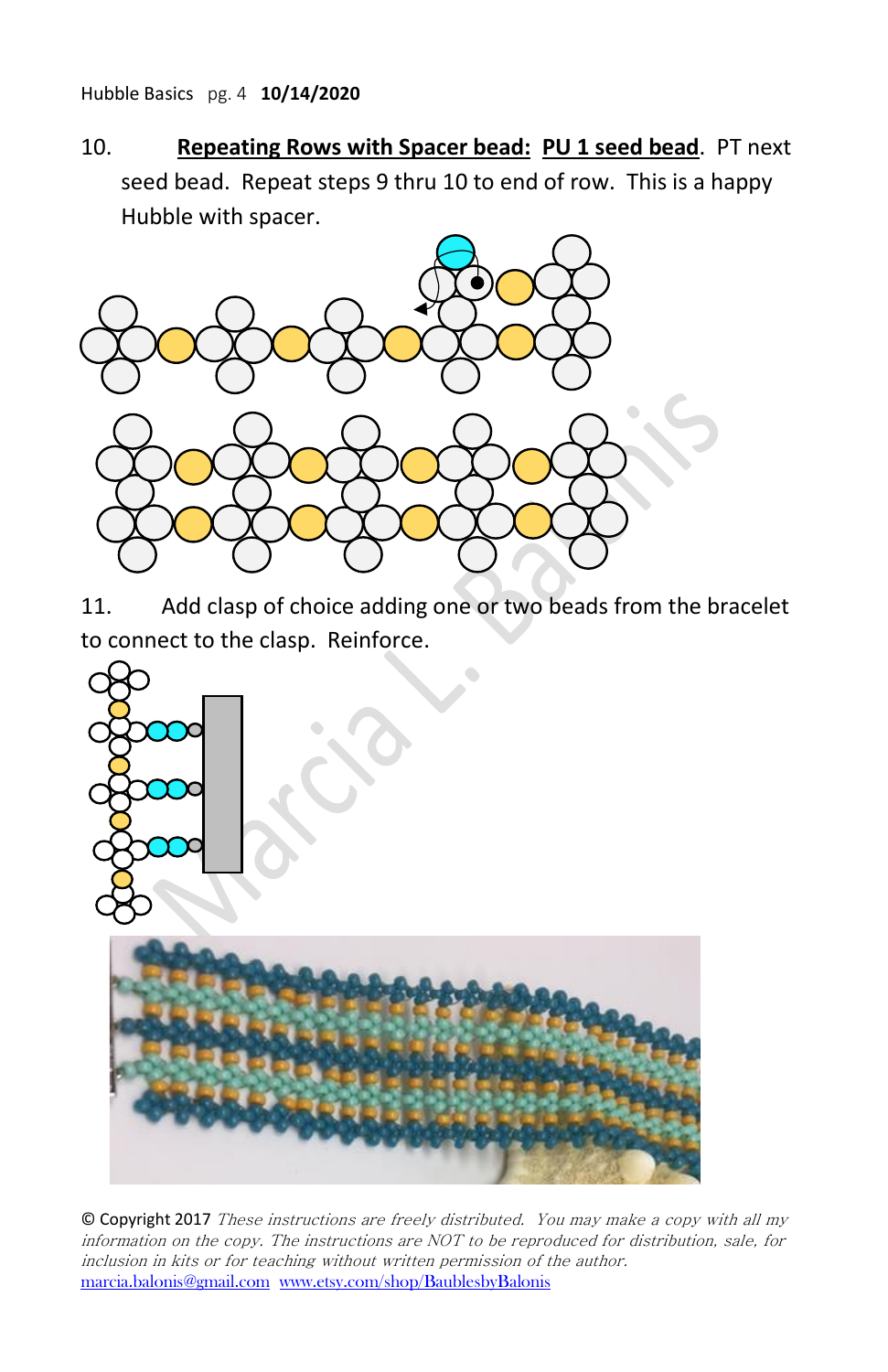10. **Repeating Rows with Spacer bead:** **PU 1 seed bead**. PT next seed bead. Repeat steps 9 thru 10 to end of row. This is a happy Hubble with spacer.

11. Add clasp of choice adding one or two beads from the bracelet to connect to the clasp. Reinforce.

© Copyright 2017 *These instructions are freely distributed. You may make a copy with all my information on the copy. The instructions are NOT to be reproduced for distribution, sale, for inclusion in kits or for teaching without written permission of the author.*
marcia.balonis@gmail.com www.etsy.com/shop/BaublesbyBalonis